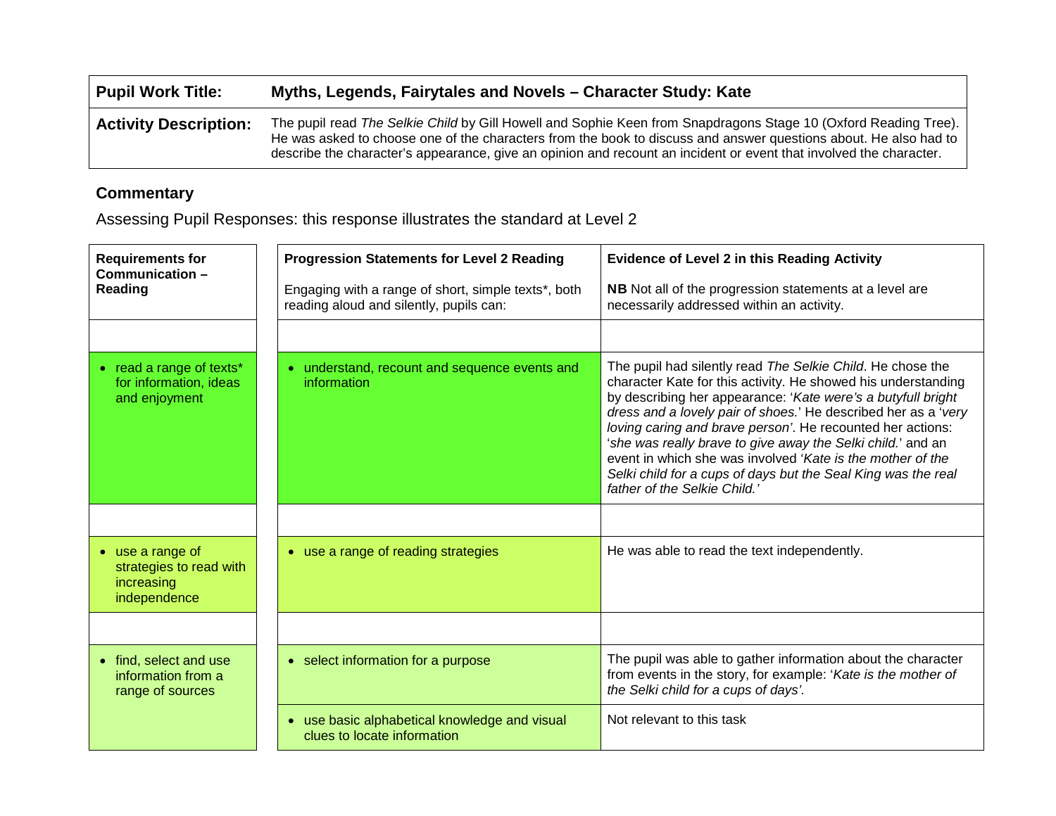| Pupil Work Title: | Myths, Legends, Fairytales and Novels – Character Study: Kate |
|---|---|
| **Activity Description:** | The pupil read *The Selkie Child* by Gill Howell and Sophie Keen from Snapdragons Stage 10 (Oxford Reading Tree). He was asked to choose one of the characters from the book to discuss and answer questions about. He also had to describe the character's appearance, give an opinion and recount an incident or event that involved the character. |

## Commentary

Assessing Pupil Responses: this response illustrates the standard at Level 2

| Requirements for Communication – Reading | Progression Statements for Level 2 Reading<br><br>Engaging with a range of short, simple texts*, both reading aloud and silently, pupils can: | Evidence of Level 2 in this Reading Activity<br><br>**NB** Not all of the progression statements at a level are necessarily addressed within an activity. |
|---|---|---|
| • read a range of texts* for information, ideas and enjoyment | • understand, recount and sequence events and information | The pupil had silently read *The Selkie Child*. He chose the character Kate for this activity. He showed his understanding by describing her appearance: '*Kate were's a butyfull bright dress and a lovely pair of shoes.*' He described her as a '*very loving caring and brave person'*. He recounted her actions: '*she was really brave to give away the Selki child.*' and an event in which she was involved '*Kate is the mother of the Selki child for a cups of days but the Seal King was the real father of the Selkie Child.'* |
| • use a range of strategies to read with increasing independence | • use a range of reading strategies | He was able to read the text independently. |
| • find, select and use information from a range of sources | • select information for a purpose | The pupil was able to gather information about the character from events in the story, for example: '*Kate is the mother of the Selki child for a cups of days'.* |
| | • use basic alphabetical knowledge and visual clues to locate information | Not relevant to this task |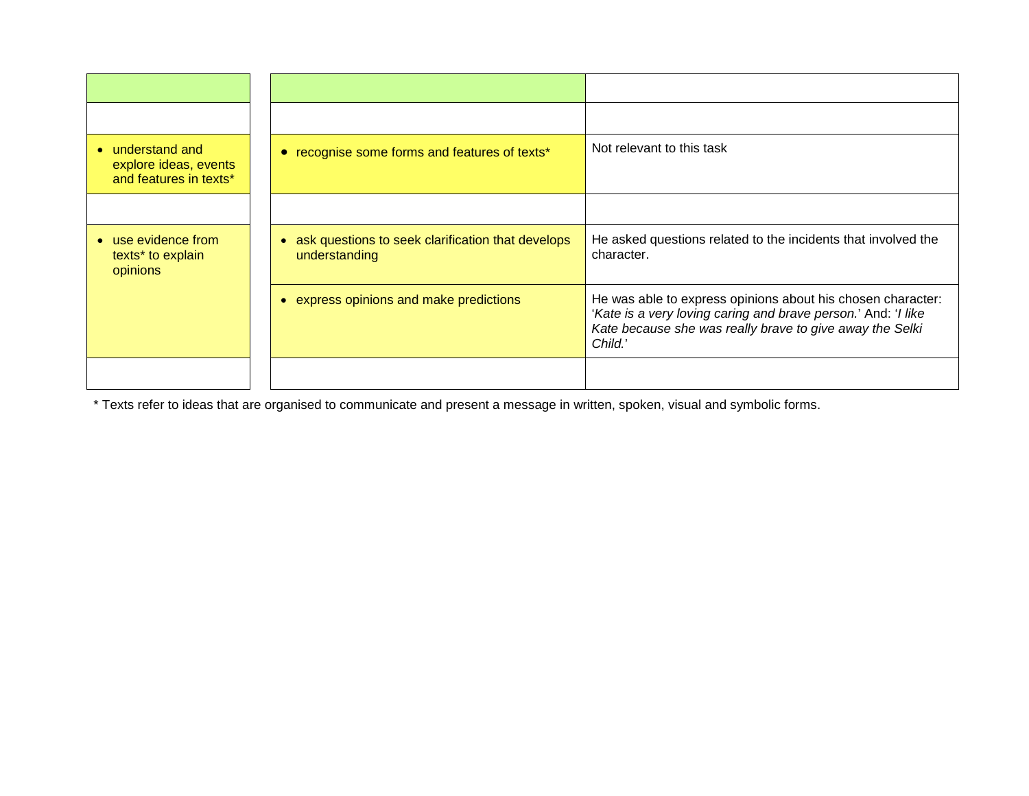| | | |
|---|---|---|
| | | |
| | | |
| • understand and explore ideas, events and features in texts* | • recognise some forms and features of texts* | Not relevant to this task |
| | | |
| • use evidence from texts* to explain opinions | • ask questions to seek clarification that develops understanding | He asked questions related to the incidents that involved the character. |
| | • express opinions and make predictions | He was able to express opinions about his chosen character: '*Kate is a very loving caring and brave person.*' And: '*I like Kate because she was really brave to give away the Selki Child.*' |
| | | |

* Texts refer to ideas that are organised to communicate and present a message in written, spoken, visual and symbolic forms.